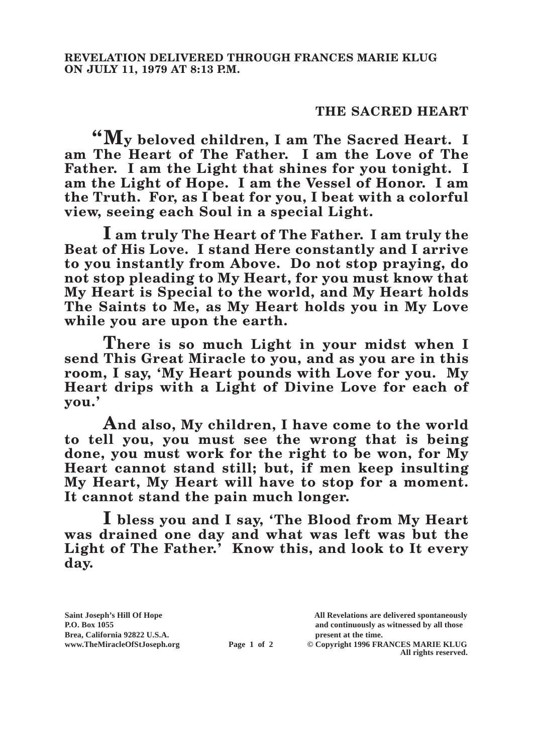**REVELATION DELIVERED THROUGH FRANCES MARIE KLUG ON JULY 11, 1979 AT 8:13 P.M.**

## THE SACRED HEART

**"My beloved children, I am The Sacred Heart. I am The Heart of The Father. I am the Love of The Father. I am the Light that shines for you tonight. I am the Light of Hope. I am the Vessel of Honor. I am the Truth. For, as I beat for you, I beat with a colorful view, seeing each Soul in a special Light.**

**I am truly The Heart of The Father. I am truly the Beat of His Love. I stand Here constantly and I arrive to you instantly from Above. Do not stop praying, do not stop pleading to My Heart, for you must know that My Heart is Special to the world, and My Heart holds The Saints to Me, as My Heart holds you in My Love while you are upon the earth.**

**There is so much Light in your midst when I send This Great Miracle to you, and as you are in this room, I say, 'My Heart pounds with Love for you. My Heart drips with a Light of Divine Love for each of you.'**

**And also, My children, I have come to the world to tell you, you must see the wrong that is being done, you must work for the right to be won, for My Heart cannot stand still; but, if men keep insulting My Heart, My Heart will have to stop for a moment. It cannot stand the pain much longer.**

**I bless you and I say, 'The Blood from My Heart was drained one day and what was left was but the Light of The Father.' Know this, and look to It every day.**

Saint Joseph's Hill Of Hope
P.O. Box 1055
Brea, California 92822 U.S.A.
www.TheMiracleOfStJoseph.org

All Revelations are delivered spontaneously and continuously as witnessed by all those present at the time.
© Copyright 1996 FRANCES MARIE KLUG
All rights reserved.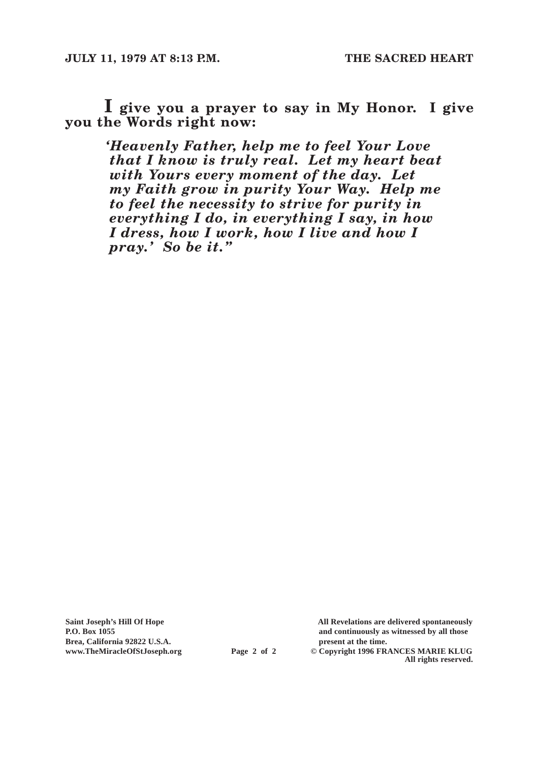**I give you a prayer to say in My Honor. I give you the Words right now:**

> ***'Heavenly Father, help me to feel Your Love that I know is truly real. Let my heart beat with Yours every moment of the day. Let my Faith grow in purity Your Way. Help me to feel the necessity to strive for purity in everything I do, in everything I say, in how I dress, how I work, how I live and how I pray.' So be it."***

**Saint Joseph's Hill Of Hope**
**P.O. Box 1055**
**Brea, California 92822 U.S.A.**
**www.TheMiracleOfStJoseph.org**

**All Revelations are delivered spontaneously and continuously as witnessed by all those present at the time.**
**© Copyright 1996 FRANCES MARIE KLUG**
**All rights reserved.**